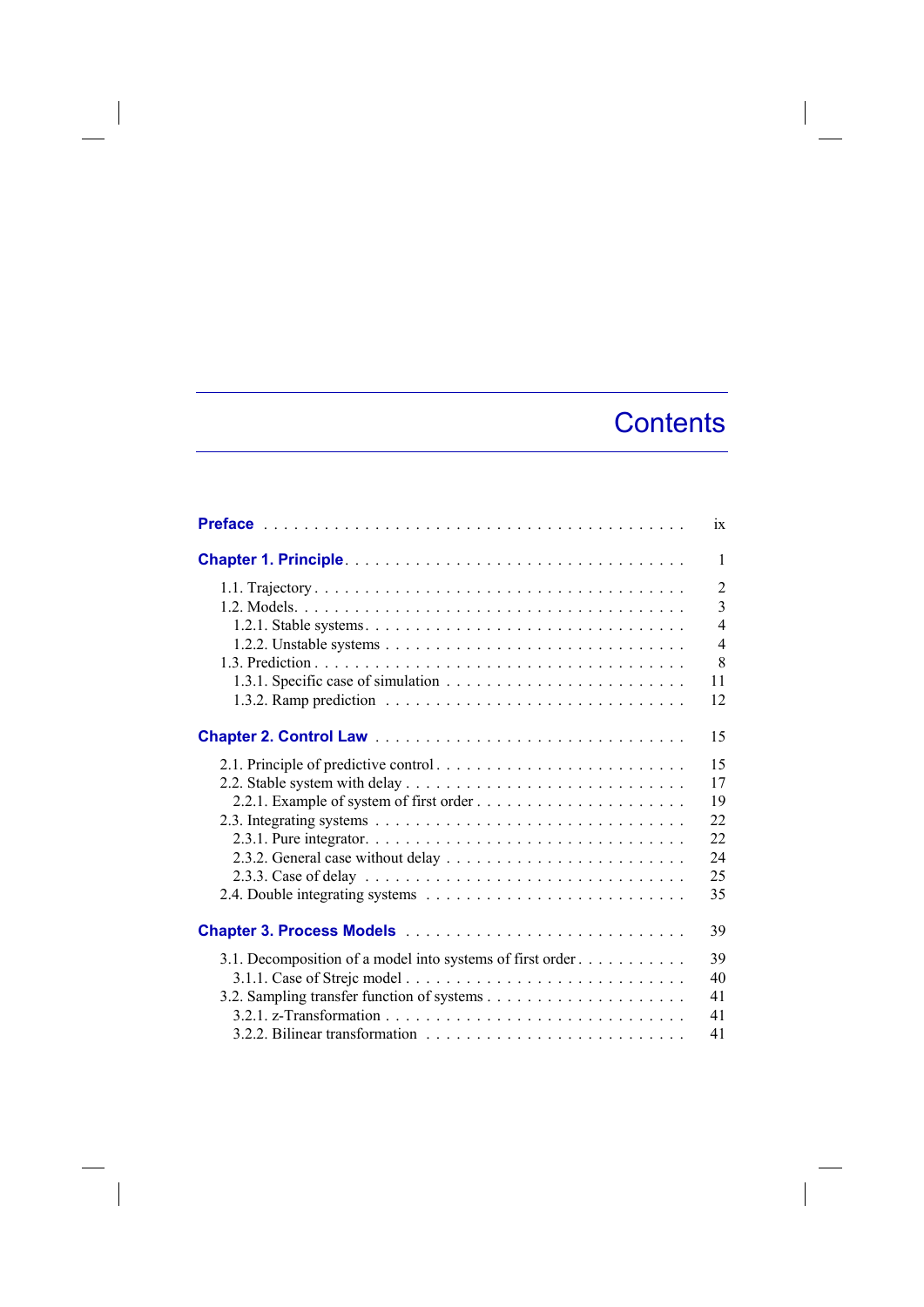# Contents

**Preface** . . . . . . . . . . . . . . . . . . . . . . . . . . . . . . . . . . . . . . . . . ix

**Chapter 1. Principle** . . . . . . . . . . . . . . . . . . . . . . . . . . . . . . . . . 1

- 1.1. Trajectory . . . . . . . . . . . . . . . . . . . . . . . . . . . . . . . . . . . . 2
- 1.2. Models . . . . . . . . . . . . . . . . . . . . . . . . . . . . . . . . . . . . . . 3
  - 1.2.1. Stable systems . . . . . . . . . . . . . . . . . . . . . . . . . . . . . . 4
  - 1.2.2. Unstable systems . . . . . . . . . . . . . . . . . . . . . . . . . . . . 4
- 1.3. Prediction . . . . . . . . . . . . . . . . . . . . . . . . . . . . . . . . . . . 8
  - 1.3.1. Specific case of simulation . . . . . . . . . . . . . . . . . . . . . . 11
  - 1.3.2. Ramp prediction . . . . . . . . . . . . . . . . . . . . . . . . . . . . 12

**Chapter 2. Control Law** . . . . . . . . . . . . . . . . . . . . . . . . . . . . . . 15

- 2.1. Principle of predictive control . . . . . . . . . . . . . . . . . . . . . . . 15
- 2.2. Stable system with delay . . . . . . . . . . . . . . . . . . . . . . . . . . 17
  - 2.2.1. Example of system of first order . . . . . . . . . . . . . . . . . . . 19
- 2.3. Integrating systems . . . . . . . . . . . . . . . . . . . . . . . . . . . . . 22
  - 2.3.1. Pure integrator . . . . . . . . . . . . . . . . . . . . . . . . . . . . . 22
  - 2.3.2. General case without delay . . . . . . . . . . . . . . . . . . . . . . 24
  - 2.3.3. Case of delay . . . . . . . . . . . . . . . . . . . . . . . . . . . . . 25
- 2.4. Double integrating systems . . . . . . . . . . . . . . . . . . . . . . . . 35

**Chapter 3. Process Models** . . . . . . . . . . . . . . . . . . . . . . . . . . . . 39

- 3.1. Decomposition of a model into systems of first order . . . . . . . . . . 39
  - 3.1.1. Case of Strejc model . . . . . . . . . . . . . . . . . . . . . . . . . 40
- 3.2. Sampling transfer function of systems . . . . . . . . . . . . . . . . . . 41
  - 3.2.1. z-Transformation . . . . . . . . . . . . . . . . . . . . . . . . . . . . 41
  - 3.2.2. Bilinear transformation . . . . . . . . . . . . . . . . . . . . . . . . 41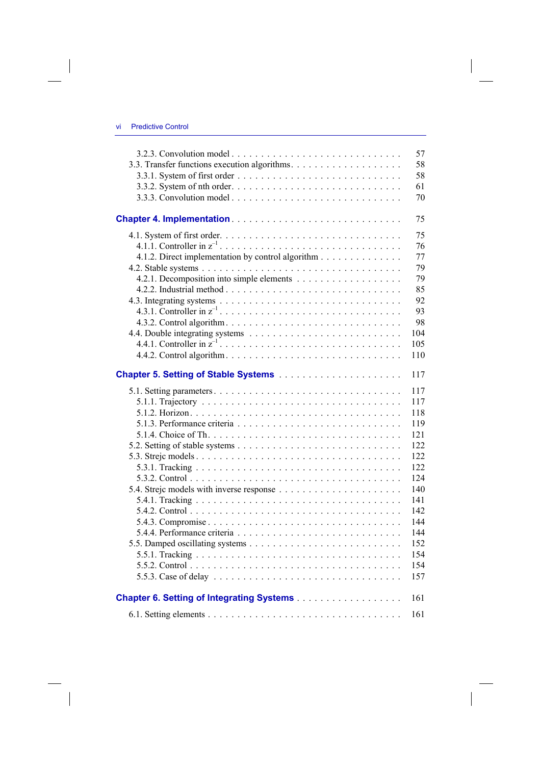3.2.3. Convolution model . . . . . . . . . . . . . . . . . . . . . . . . . . . 57
3.3. Transfer functions execution algorithms. . . . . . . . . . . . . . . . . . 58
3.3.1. System of first order . . . . . . . . . . . . . . . . . . . . . . . . . . 58
3.3.2. System of nth order. . . . . . . . . . . . . . . . . . . . . . . . . . . 61
3.3.3. Convolution model . . . . . . . . . . . . . . . . . . . . . . . . . . . 70

**Chapter 4. Implementation** . . . . . . . . . . . . . . . . . . . . . . . . . . 75

4.1. System of first order. . . . . . . . . . . . . . . . . . . . . . . . . . . . 75
4.1.1. Controller in $z^{-1}$ . . . . . . . . . . . . . . . . . . . . . . . . . . . 76
4.1.2. Direct implementation by control algorithm . . . . . . . . . . . . . . 77
4.2. Stable systems . . . . . . . . . . . . . . . . . . . . . . . . . . . . . . . 79
4.2.1. Decomposition into simple elements . . . . . . . . . . . . . . . . . . 79
4.2.2. Industrial method . . . . . . . . . . . . . . . . . . . . . . . . . . . . 85
4.3. Integrating systems . . . . . . . . . . . . . . . . . . . . . . . . . . . . 92
4.3.1. Controller in $z^{-1}$ . . . . . . . . . . . . . . . . . . . . . . . . . . . 93
4.3.2. Control algorithm. . . . . . . . . . . . . . . . . . . . . . . . . . . . 98
4.4. Double integrating systems . . . . . . . . . . . . . . . . . . . . . . . . 104
4.4.1. Controller in $z^{-1}$ . . . . . . . . . . . . . . . . . . . . . . . . . . . 105
4.4.2. Control algorithm. . . . . . . . . . . . . . . . . . . . . . . . . . . . 110

**Chapter 5. Setting of Stable Systems** . . . . . . . . . . . . . . . . . . . . 117

5.1. Setting parameters. . . . . . . . . . . . . . . . . . . . . . . . . . . . . 117
5.1.1. Trajectory . . . . . . . . . . . . . . . . . . . . . . . . . . . . . . . . 117
5.1.2. Horizon. . . . . . . . . . . . . . . . . . . . . . . . . . . . . . . . . . 118
5.1.3. Performance criteria . . . . . . . . . . . . . . . . . . . . . . . . . . 119
5.1.4. Choice of Th. . . . . . . . . . . . . . . . . . . . . . . . . . . . . . . 121
5.2. Setting of stable systems . . . . . . . . . . . . . . . . . . . . . . . . . 122
5.3. Strejc models . . . . . . . . . . . . . . . . . . . . . . . . . . . . . . . 122
5.3.1. Tracking . . . . . . . . . . . . . . . . . . . . . . . . . . . . . . . . . 122
5.3.2. Control . . . . . . . . . . . . . . . . . . . . . . . . . . . . . . . . . . 124
5.4. Strejc models with inverse response . . . . . . . . . . . . . . . . . . . 140
5.4.1. Tracking . . . . . . . . . . . . . . . . . . . . . . . . . . . . . . . . . 141
5.4.2. Control . . . . . . . . . . . . . . . . . . . . . . . . . . . . . . . . . . 142
5.4.3. Compromise . . . . . . . . . . . . . . . . . . . . . . . . . . . . . . . 144
5.4.4. Performance criteria . . . . . . . . . . . . . . . . . . . . . . . . . . 144
5.5. Damped oscillating systems . . . . . . . . . . . . . . . . . . . . . . . . 152
5.5.1. Tracking . . . . . . . . . . . . . . . . . . . . . . . . . . . . . . . . . 154
5.5.2. Control . . . . . . . . . . . . . . . . . . . . . . . . . . . . . . . . . . 154
5.5.3. Case of delay . . . . . . . . . . . . . . . . . . . . . . . . . . . . . . 157

**Chapter 6. Setting of Integrating Systems** . . . . . . . . . . . . . . . . . 161

6.1. Setting elements . . . . . . . . . . . . . . . . . . . . . . . . . . . . . . 161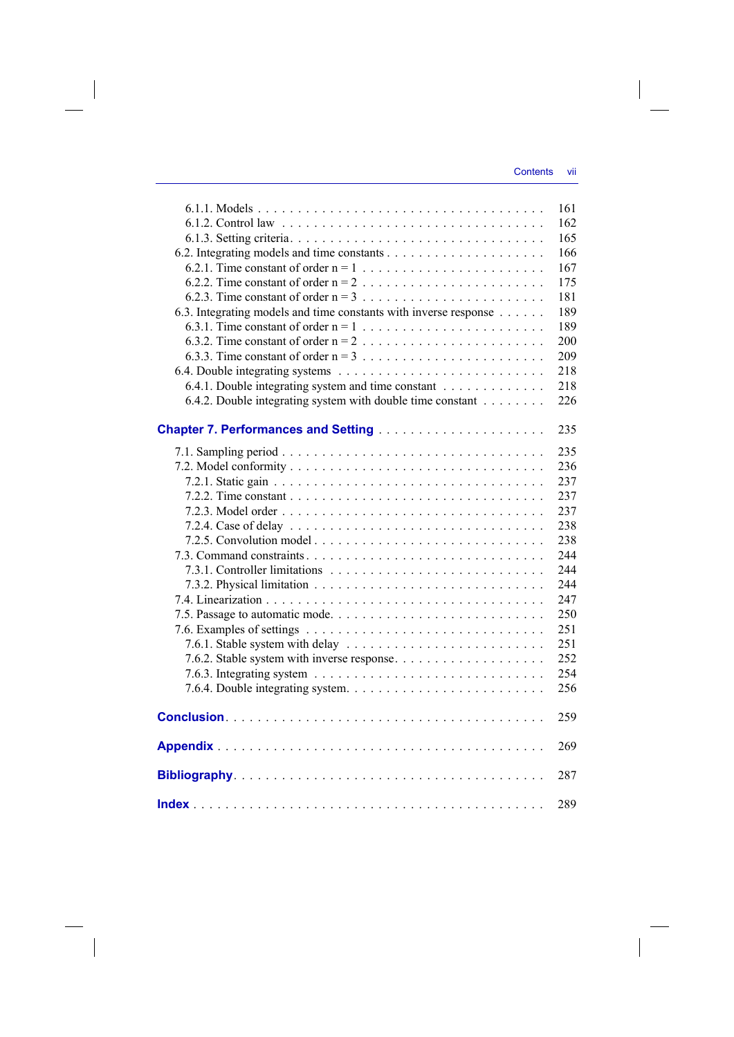6.1.1. Models . . . . . . . . . . . . . . . . . . . . . . . . . . . . . . . . . . . 161
6.1.2. Control law . . . . . . . . . . . . . . . . . . . . . . . . . . . . . . . . 162
6.1.3. Setting criteria. . . . . . . . . . . . . . . . . . . . . . . . . . . . . . . 165
6.2. Integrating models and time constants . . . . . . . . . . . . . . . . . . . 166
6.2.1. Time constant of order n = 1 . . . . . . . . . . . . . . . . . . . . . . 167
6.2.2. Time constant of order n = 2 . . . . . . . . . . . . . . . . . . . . . . 175
6.2.3. Time constant of order n = 3 . . . . . . . . . . . . . . . . . . . . . . 181
6.3. Integrating models and time constants with inverse response . . . . . . 189
6.3.1. Time constant of order n = 1 . . . . . . . . . . . . . . . . . . . . . . 189
6.3.2. Time constant of order n = 2 . . . . . . . . . . . . . . . . . . . . . . 200
6.3.3. Time constant of order n = 3 . . . . . . . . . . . . . . . . . . . . . . 209
6.4. Double integrating systems . . . . . . . . . . . . . . . . . . . . . . . . . 218
6.4.1. Double integrating system and time constant . . . . . . . . . . . . . 218
6.4.2. Double integrating system with double time constant . . . . . . . . 226

**Chapter 7. Performances and Setting** . . . . . . . . . . . . . . . . . . . . 235

7.1. Sampling period . . . . . . . . . . . . . . . . . . . . . . . . . . . . . . . 235
7.2. Model conformity . . . . . . . . . . . . . . . . . . . . . . . . . . . . . . 236
7.2.1. Static gain . . . . . . . . . . . . . . . . . . . . . . . . . . . . . . . . 237
7.2.2. Time constant . . . . . . . . . . . . . . . . . . . . . . . . . . . . . . 237
7.2.3. Model order . . . . . . . . . . . . . . . . . . . . . . . . . . . . . . . 237
7.2.4. Case of delay . . . . . . . . . . . . . . . . . . . . . . . . . . . . . . 238
7.2.5. Convolution model . . . . . . . . . . . . . . . . . . . . . . . . . . . 238
7.3. Command constraints . . . . . . . . . . . . . . . . . . . . . . . . . . . . 244
7.3.1. Controller limitations . . . . . . . . . . . . . . . . . . . . . . . . . . 244
7.3.2. Physical limitation . . . . . . . . . . . . . . . . . . . . . . . . . . . 244
7.4. Linearization . . . . . . . . . . . . . . . . . . . . . . . . . . . . . . . . 247
7.5. Passage to automatic mode. . . . . . . . . . . . . . . . . . . . . . . . . 250
7.6. Examples of settings . . . . . . . . . . . . . . . . . . . . . . . . . . . . 251
7.6.1. Stable system with delay . . . . . . . . . . . . . . . . . . . . . . . . 251
7.6.2. Stable system with inverse response. . . . . . . . . . . . . . . . . . 252
7.6.3. Integrating system . . . . . . . . . . . . . . . . . . . . . . . . . . . . 254
7.6.4. Double integrating system. . . . . . . . . . . . . . . . . . . . . . . . 256

**Conclusion**. . . . . . . . . . . . . . . . . . . . . . . . . . . . . . . . . . . . 259

**Appendix** . . . . . . . . . . . . . . . . . . . . . . . . . . . . . . . . . . . . 269

**Bibliography**. . . . . . . . . . . . . . . . . . . . . . . . . . . . . . . . . . . 287

**Index** . . . . . . . . . . . . . . . . . . . . . . . . . . . . . . . . . . . . . . 289